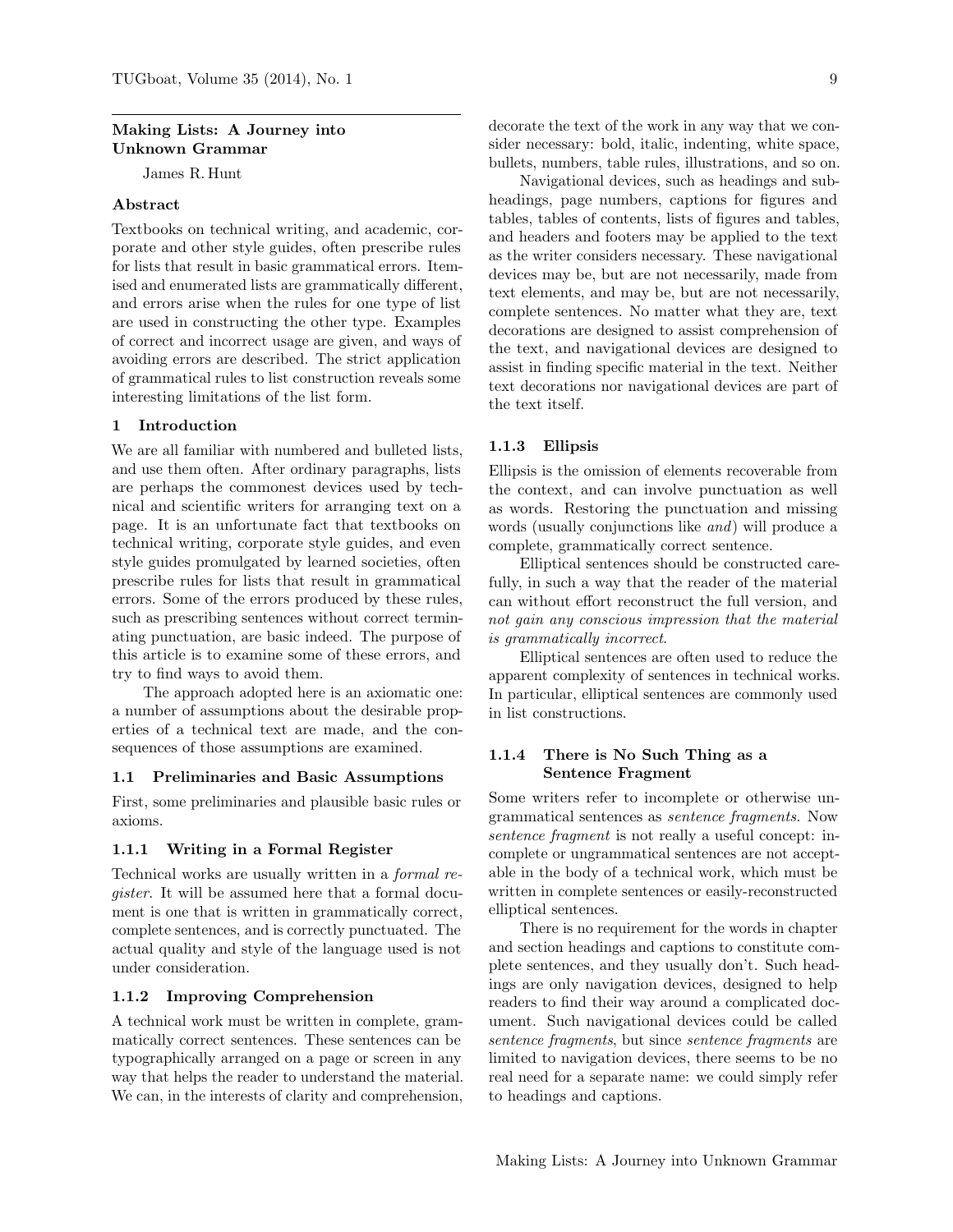# Making Lists: A Journey into Unknown Grammar

James R. Hunt

## Abstract

Textbooks on technical writing, and academic, corporate and other style guides, often prescribe rules for lists that result in basic grammatical errors. Itemised and enumerated lists are grammatically different, and errors arise when the rules for one type of list are used in constructing the other type. Examples of correct and incorrect usage are given, and ways of avoiding errors are described. The strict application of grammatical rules to list construction reveals some interesting limitations of the list form.

## 1 Introduction

We are all familiar with numbered and bulleted lists, and use them often. After ordinary paragraphs, lists are perhaps the commonest devices used by technical and scientific writers for arranging text on a page. It is an unfortunate fact that textbooks on technical writing, corporate style guides, and even style guides promulgated by learned societies, often prescribe rules for lists that result in grammatical errors. Some of the errors produced by these rules, such as prescribing sentences without correct terminating punctuation, are basic indeed. The purpose of this article is to examine some of these errors, and try to find ways to avoid them.

The approach adopted here is an axiomatic one: a number of assumptions about the desirable properties of a technical text are made, and the consequences of those assumptions are examined.

### 1.1 Preliminaries and Basic Assumptions

First, some preliminaries and plausible basic rules or axioms.

#### 1.1.1 Writing in a Formal Register

Technical works are usually written in a *formal register*. It will be assumed here that a formal document is one that is written in grammatically correct, complete sentences, and is correctly punctuated. The actual quality and style of the language used is not under consideration.

#### 1.1.2 Improving Comprehension

A technical work must be written in complete, grammatically correct sentences. These sentences can be typographically arranged on a page or screen in any way that helps the reader to understand the material. We can, in the interests of clarity and comprehension, decorate the text of the work in any way that we consider necessary: bold, italic, indenting, white space, bullets, numbers, table rules, illustrations, and so on.

Navigational devices, such as headings and subheadings, page numbers, captions for figures and tables, tables of contents, lists of figures and tables, and headers and footers may be applied to the text as the writer considers necessary. These navigational devices may be, but are not necessarily, made from text elements, and may be, but are not necessarily, complete sentences. No matter what they are, text decorations are designed to assist comprehension of the text, and navigational devices are designed to assist in finding specific material in the text. Neither text decorations nor navigational devices are part of the text itself.

#### 1.1.3 Ellipsis

Ellipsis is the omission of elements recoverable from the context, and can involve punctuation as well as words. Restoring the punctuation and missing words (usually conjunctions like *and*) will produce a complete, grammatically correct sentence.

Elliptical sentences should be constructed carefully, in such a way that the reader of the material can without effort reconstruct the full version, and *not gain any conscious impression that the material is grammatically incorrect*.

Elliptical sentences are often used to reduce the apparent complexity of sentences in technical works. In particular, elliptical sentences are commonly used in list constructions.

#### 1.1.4 There is No Such Thing as a Sentence Fragment

Some writers refer to incomplete or otherwise ungrammatical sentences as *sentence fragments*. Now *sentence fragment* is not really a useful concept: incomplete or ungrammatical sentences are not acceptable in the body of a technical work, which must be written in complete sentences or easily-reconstructed elliptical sentences.

There is no requirement for the words in chapter and section headings and captions to constitute complete sentences, and they usually don't. Such headings are only navigation devices, designed to help readers to find their way around a complicated document. Such navigational devices could be called *sentence fragments*, but since *sentence fragments* are limited to navigation devices, there seems to be no real need for a separate name: we could simply refer to headings and captions.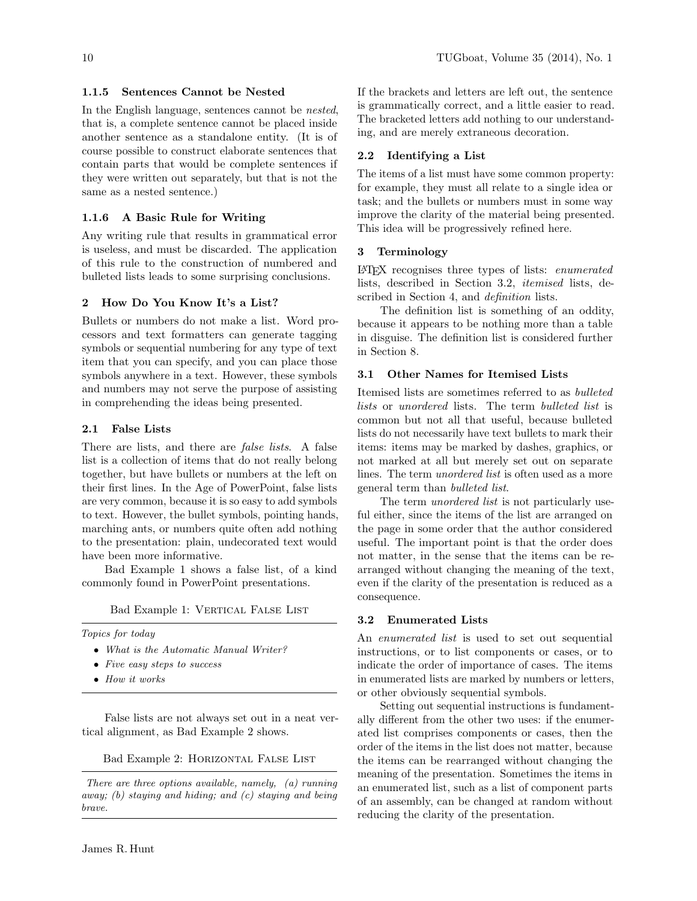#### 1.1.5 Sentences Cannot be Nested

In the English language, sentences cannot be *nested*, that is, a complete sentence cannot be placed inside another sentence as a standalone entity. (It is of course possible to construct elaborate sentences that contain parts that would be complete sentences if they were written out separately, but that is not the same as a nested sentence.)

#### 1.1.6 A Basic Rule for Writing

Any writing rule that results in grammatical error is useless, and must be discarded. The application of this rule to the construction of numbered and bulleted lists leads to some surprising conclusions.

## 2 How Do You Know It's a List?

Bullets or numbers do not make a list. Word processors and text formatters can generate tagging symbols or sequential numbering for any type of text item that you can specify, and you can place those symbols anywhere in a text. However, these symbols and numbers may not serve the purpose of assisting in comprehending the ideas being presented.

### 2.1 False Lists

There are lists, and there are *false lists*. A false list is a collection of items that do not really belong together, but have bullets or numbers at the left on their first lines. In the Age of PowerPoint, false lists are very common, because it is so easy to add symbols to text. However, the bullet symbols, pointing hands, marching ants, or numbers quite often add nothing to the presentation: plain, undecorated text would have been more informative.

Bad Example 1 shows a false list, of a kind commonly found in PowerPoint presentations.

Bad Example 1: Vertical False List

---

*Topics for today*

- *What is the Automatic Manual Writer?*
- *Five easy steps to success*
- *How it works*

---

False lists are not always set out in a neat vertical alignment, as Bad Example 2 shows.

Bad Example 2: Horizontal False List

---

*There are three options available, namely, (a) running away; (b) staying and hiding; and (c) staying and being brave.*

---

If the brackets and letters are left out, the sentence is grammatically correct, and a little easier to read. The bracketed letters add nothing to our understanding, and are merely extraneous decoration.

### 2.2 Identifying a List

The items of a list must have some common property: for example, they must all relate to a single idea or task; and the bullets or numbers must in some way improve the clarity of the material being presented. This idea will be progressively refined here.

## 3 Terminology

LaTeX recognises three types of lists: *enumerated* lists, described in Section 3.2, *itemised* lists, described in Section 4, and *definition* lists.

The definition list is something of an oddity, because it appears to be nothing more than a table in disguise. The definition list is considered further in Section 8.

### 3.1 Other Names for Itemised Lists

Itemised lists are sometimes referred to as *bulleted lists* or *unordered* lists. The term *bulleted list* is common but not all that useful, because bulleted lists do not necessarily have text bullets to mark their items: items may be marked by dashes, graphics, or not marked at all but merely set out on separate lines. The term *unordered list* is often used as a more general term than *bulleted list*.

The term *unordered list* is not particularly useful either, since the items of the list are arranged on the page in some order that the author considered useful. The important point is that the order does not matter, in the sense that the items can be rearranged without changing the meaning of the text, even if the clarity of the presentation is reduced as a consequence.

### 3.2 Enumerated Lists

An *enumerated list* is used to set out sequential instructions, or to list components or cases, or to indicate the order of importance of cases. The items in enumerated lists are marked by numbers or letters, or other obviously sequential symbols.

Setting out sequential instructions is fundamentally different from the other two uses: if the enumerated list comprises components or cases, then the order of the items in the list does not matter, because the items can be rearranged without changing the meaning of the presentation. Sometimes the items in an enumerated list, such as a list of component parts of an assembly, can be changed at random without reducing the clarity of the presentation.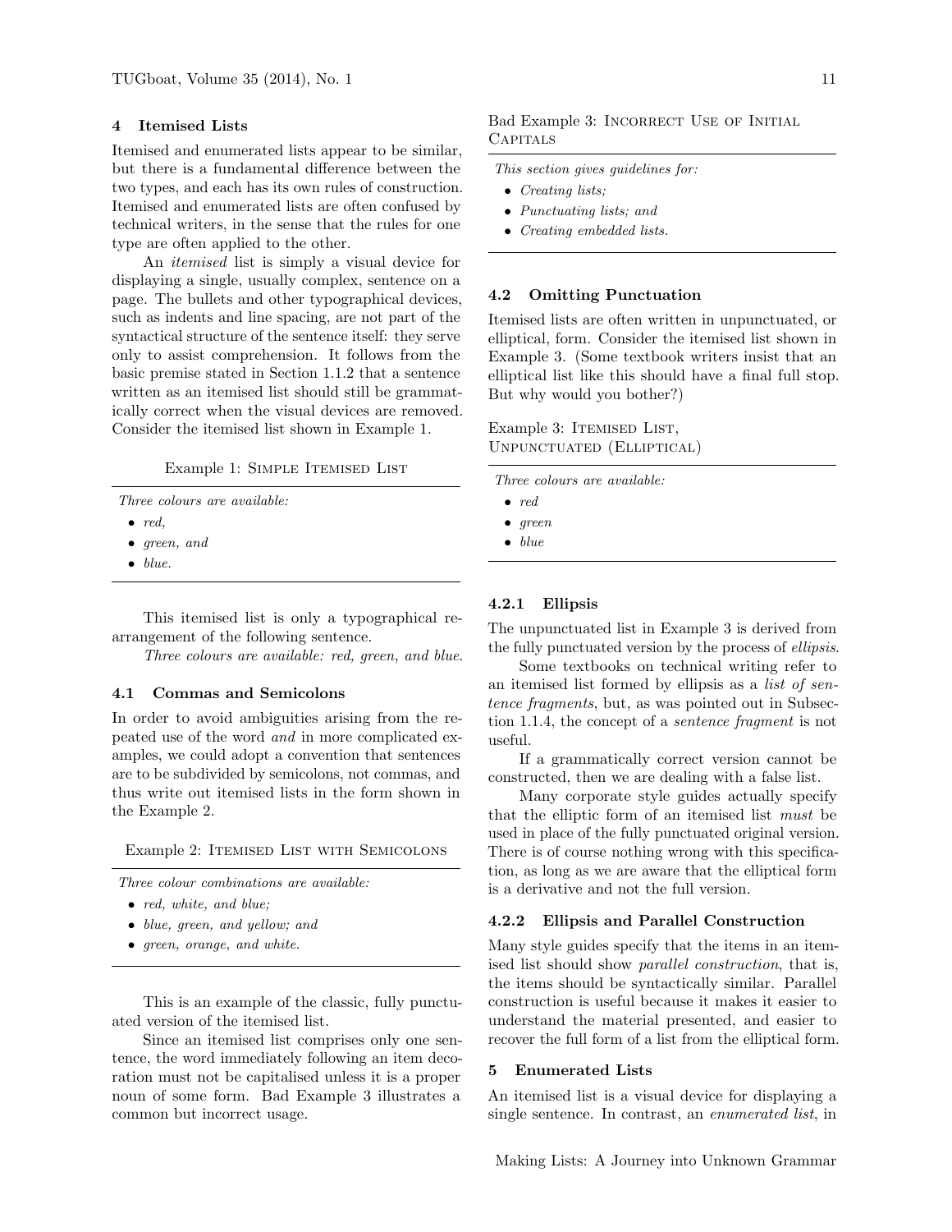## 4 Itemised Lists

Itemised and enumerated lists appear to be similar, but there is a fundamental difference between the two types, and each has its own rules of construction. Itemised and enumerated lists are often confused by technical writers, in the sense that the rules for one type are often applied to the other.

An *itemised* list is simply a visual device for displaying a single, usually complex, sentence on a page. The bullets and other typographical devices, such as indents and line spacing, are not part of the syntactical structure of the sentence itself: they serve only to assist comprehension. It follows from the basic premise stated in Section 1.1.2 that a sentence written as an itemised list should still be grammatically correct when the visual devices are removed. Consider the itemised list shown in Example 1.

Example 1: Simple Itemised List

---

*Three colours are available:*

- *red,*
- *green, and*
- *blue.*

---

This itemised list is only a typographical rearrangement of the following sentence.

*Three colours are available: red, green, and blue.*

### 4.1 Commas and Semicolons

In order to avoid ambiguities arising from the repeated use of the word *and* in more complicated examples, we could adopt a convention that sentences are to be subdivided by semicolons, not commas, and thus write out itemised lists in the form shown in the Example 2.

Example 2: Itemised List with Semicolons

---

*Three colour combinations are available:*

- *red, white, and blue;*
- *blue, green, and yellow; and*
- *green, orange, and white.*

---

This is an example of the classic, fully punctuated version of the itemised list.

Since an itemised list comprises only one sentence, the word immediately following an item decoration must not be capitalised unless it is a proper noun of some form. Bad Example 3 illustrates a common but incorrect usage.

Bad Example 3: Incorrect Use of Initial Capitals

---

*This section gives guidelines for:*

- *Creating lists;*
- *Punctuating lists; and*
- *Creating embedded lists.*

---

### 4.2 Omitting Punctuation

Itemised lists are often written in unpunctuated, or elliptical, form. Consider the itemised list shown in Example 3. (Some textbook writers insist that an elliptical list like this should have a final full stop. But why would you bother?)

Example 3: Itemised List, Unpunctuated (Elliptical)

---

*Three colours are available:*

- *red*
- *green*
- *blue*

---

#### 4.2.1 Ellipsis

The unpunctuated list in Example 3 is derived from the fully punctuated version by the process of *ellipsis*.

Some textbooks on technical writing refer to an itemised list formed by ellipsis as a *list of sentence fragments*, but, as was pointed out in Subsection 1.1.4, the concept of a *sentence fragment* is not useful.

If a grammatically correct version cannot be constructed, then we are dealing with a false list.

Many corporate style guides actually specify that the elliptic form of an itemised list *must* be used in place of the fully punctuated original version. There is of course nothing wrong with this specification, as long as we are aware that the elliptical form is a derivative and not the full version.

#### 4.2.2 Ellipsis and Parallel Construction

Many style guides specify that the items in an itemised list should show *parallel construction*, that is, the items should be syntactically similar. Parallel construction is useful because it makes it easier to understand the material presented, and easier to recover the full form of a list from the elliptical form.

## 5 Enumerated Lists

An itemised list is a visual device for displaying a single sentence. In contrast, an *enumerated list*, in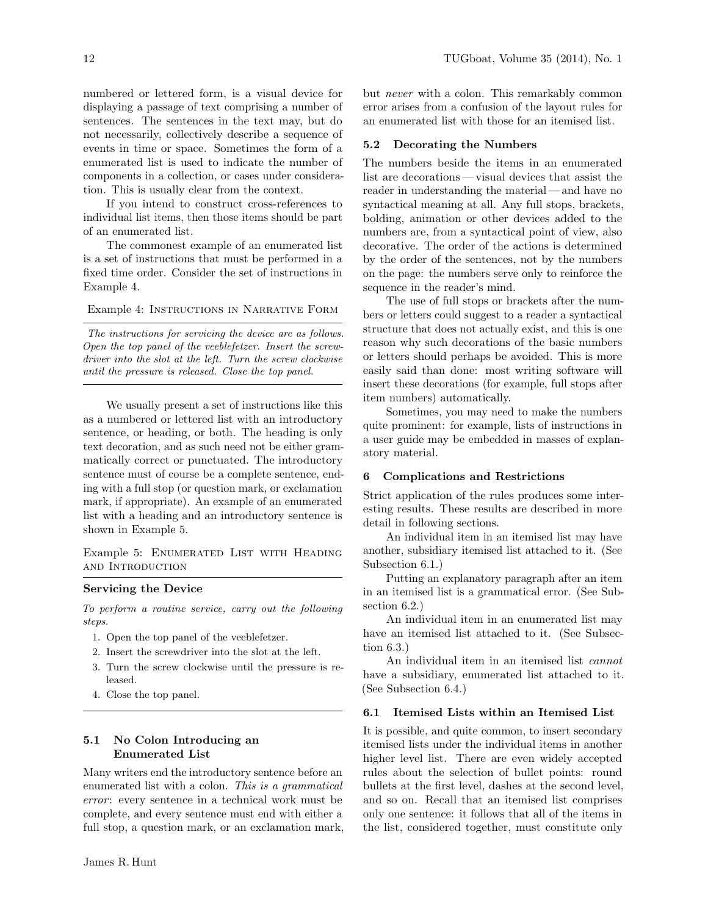numbered or lettered form, is a visual device for displaying a passage of text comprising a number of sentences. The sentences in the text may, but do not necessarily, collectively describe a sequence of events in time or space. Sometimes the form of a enumerated list is used to indicate the number of components in a collection, or cases under consideration. This is usually clear from the context.

If you intend to construct cross-references to individual list items, then those items should be part of an enumerated list.

The commonest example of an enumerated list is a set of instructions that must be performed in a fixed time order. Consider the set of instructions in Example 4.

Example 4: Instructions in Narrative Form

---

*The instructions for servicing the device are as follows. Open the top panel of the veeblefetzer. Insert the screwdriver into the slot at the left. Turn the screw clockwise until the pressure is released. Close the top panel.*

---

We usually present a set of instructions like this as a numbered or lettered list with an introductory sentence, or heading, or both. The heading is only text decoration, and as such need not be either grammatically correct or punctuated. The introductory sentence must of course be a complete sentence, ending with a full stop (or question mark, or exclamation mark, if appropriate). An example of an enumerated list with a heading and an introductory sentence is shown in Example 5.

Example 5: Enumerated List with Heading and Introduction

---

**Servicing the Device**

*To perform a routine service, carry out the following steps.*

1. Open the top panel of the veeblefetzer.
2. Insert the screwdriver into the slot at the left.
3. Turn the screw clockwise until the pressure is released.
4. Close the top panel.

---

### 5.1 No Colon Introducing an Enumerated List

Many writers end the introductory sentence before an enumerated list with a colon. *This is a grammatical error*: every sentence in a technical work must be complete, and every sentence must end with either a full stop, a question mark, or an exclamation mark, but *never* with a colon. This remarkably common error arises from a confusion of the layout rules for an enumerated list with those for an itemised list.

### 5.2 Decorating the Numbers

The numbers beside the items in an enumerated list are decorations — visual devices that assist the reader in understanding the material — and have no syntactical meaning at all. Any full stops, brackets, bolding, animation or other devices added to the numbers are, from a syntactical point of view, also decorative. The order of the actions is determined by the order of the sentences, not by the numbers on the page: the numbers serve only to reinforce the sequence in the reader's mind.

The use of full stops or brackets after the numbers or letters could suggest to a reader a syntactical structure that does not actually exist, and this is one reason why such decorations of the basic numbers or letters should perhaps be avoided. This is more easily said than done: most writing software will insert these decorations (for example, full stops after item numbers) automatically.

Sometimes, you may need to make the numbers quite prominent: for example, lists of instructions in a user guide may be embedded in masses of explanatory material.

## 6 Complications and Restrictions

Strict application of the rules produces some interesting results. These results are described in more detail in following sections.

An individual item in an itemised list may have another, subsidiary itemised list attached to it. (See Subsection 6.1.)

Putting an explanatory paragraph after an item in an itemised list is a grammatical error. (See Subsection 6.2.)

An individual item in an enumerated list may have an itemised list attached to it. (See Subsection 6.3.)

An individual item in an itemised list *cannot* have a subsidiary, enumerated list attached to it. (See Subsection 6.4.)

### 6.1 Itemised Lists within an Itemised List

It is possible, and quite common, to insert secondary itemised lists under the individual items in another higher level list. There are even widely accepted rules about the selection of bullet points: round bullets at the first level, dashes at the second level, and so on. Recall that an itemised list comprises only one sentence: it follows that all of the items in the list, considered together, must constitute only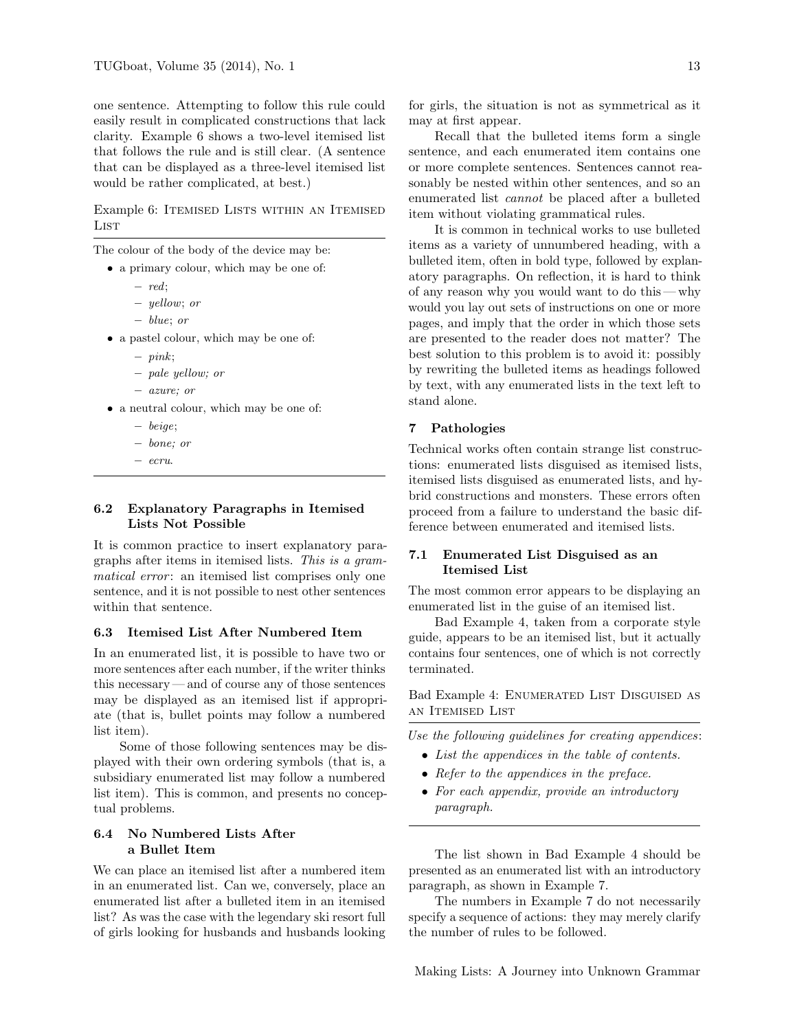one sentence. Attempting to follow this rule could easily result in complicated constructions that lack clarity. Example 6 shows a two-level itemised list that follows the rule and is still clear. (A sentence that can be displayed as a three-level itemised list would be rather complicated, at best.)

Example 6: Itemised Lists within an Itemised List

---

The colour of the body of the device may be:

- a primary colour, which may be one of:
  - *red*;
  - *yellow*; *or*
  - *blue*; *or*
- a pastel colour, which may be one of:
  - *pink*;
  - *pale yellow; or*
  - *azure; or*
- a neutral colour, which may be one of:
  - *beige*;
  - *bone; or*
  - *ecru*.

---

## 6.2 Explanatory Paragraphs in Itemised Lists Not Possible

It is common practice to insert explanatory paragraphs after items in itemised lists. *This is a grammatical error*: an itemised list comprises only one sentence, and it is not possible to nest other sentences within that sentence.

### 6.3 Itemised List After Numbered Item

In an enumerated list, it is possible to have two or more sentences after each number, if the writer thinks this necessary — and of course any of those sentences may be displayed as an itemised list if appropriate (that is, bullet points may follow a numbered list item).

Some of those following sentences may be displayed with their own ordering symbols (that is, a subsidiary enumerated list may follow a numbered list item). This is common, and presents no conceptual problems.

## 6.4 No Numbered Lists After a Bullet Item

We can place an itemised list after a numbered item in an enumerated list. Can we, conversely, place an enumerated list after a bulleted item in an itemised list? As was the case with the legendary ski resort full of girls looking for husbands and husbands looking for girls, the situation is not as symmetrical as it may at first appear.

Recall that the bulleted items form a single sentence, and each enumerated item contains one or more complete sentences. Sentences cannot reasonably be nested within other sentences, and so an enumerated list *cannot* be placed after a bulleted item without violating grammatical rules.

It is common in technical works to use bulleted items as a variety of unnumbered heading, with a bulleted item, often in bold type, followed by explanatory paragraphs. On reflection, it is hard to think of any reason why you would want to do this — why would you lay out sets of instructions on one or more pages, and imply that the order in which those sets are presented to the reader does not matter? The best solution to this problem is to avoid it: possibly by rewriting the bulleted items as headings followed by text, with any enumerated lists in the text left to stand alone.

# 7 Pathologies

Technical works often contain strange list constructions: enumerated lists disguised as itemised lists, itemised lists disguised as enumerated lists, and hybrid constructions and monsters. These errors often proceed from a failure to understand the basic difference between enumerated and itemised lists.

## 7.1 Enumerated List Disguised as an Itemised List

The most common error appears to be displaying an enumerated list in the guise of an itemised list.

Bad Example 4, taken from a corporate style guide, appears to be an itemised list, but it actually contains four sentences, one of which is not correctly terminated.

Bad Example 4: Enumerated List Disguised as an Itemised List

---

*Use the following guidelines for creating appendices*:

- *List the appendices in the table of contents.*
- *Refer to the appendices in the preface.*
- *For each appendix, provide an introductory paragraph.*

---

The list shown in Bad Example 4 should be presented as an enumerated list with an introductory paragraph, as shown in Example 7.

The numbers in Example 7 do not necessarily specify a sequence of actions: they may merely clarify the number of rules to be followed.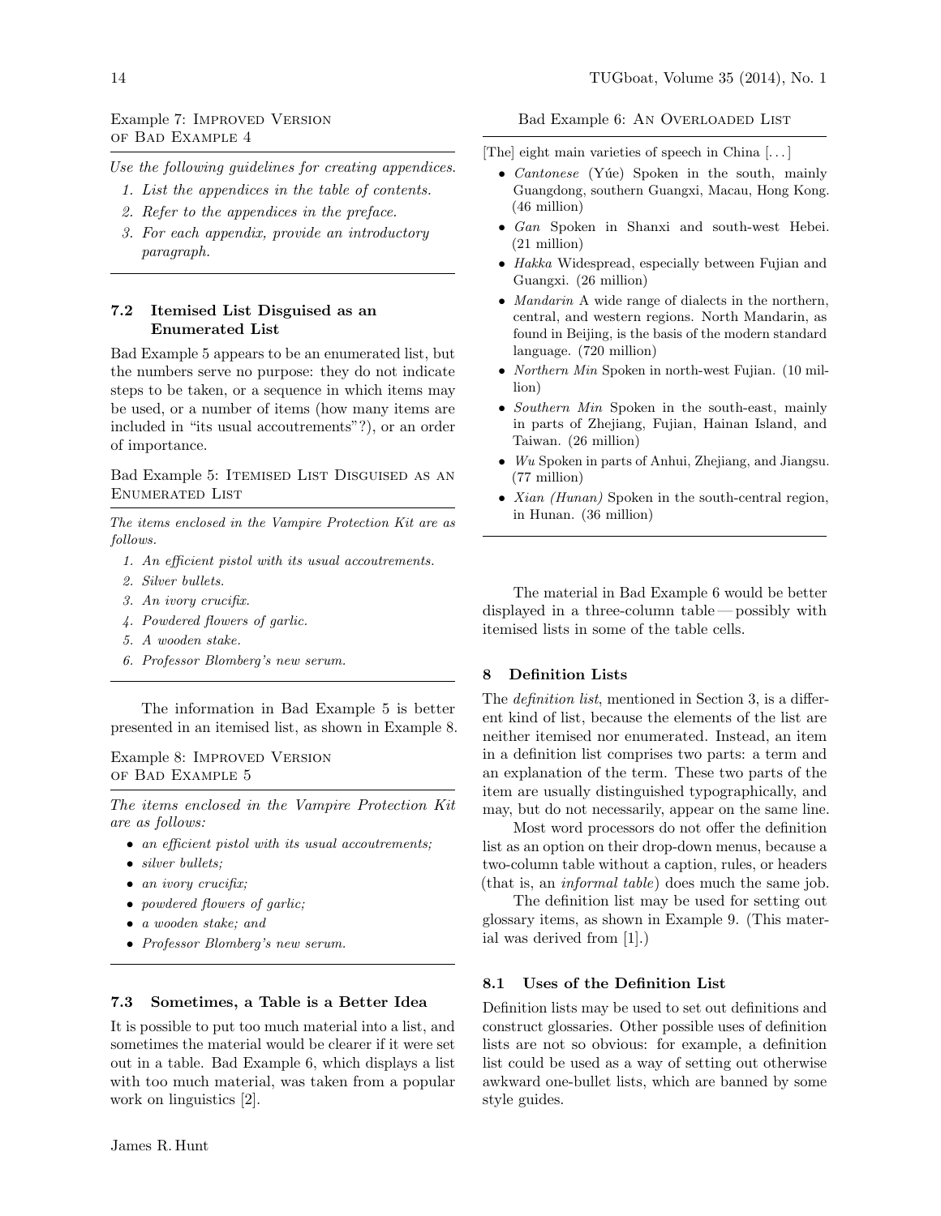Example 7: Improved Version of Bad Example 4

---

*Use the following guidelines for creating appendices.*

1. *List the appendices in the table of contents.*
2. *Refer to the appendices in the preface.*
3. *For each appendix, provide an introductory paragraph.*

---

### 7.2 Itemised List Disguised as an Enumerated List

Bad Example 5 appears to be an enumerated list, but the numbers serve no purpose: they do not indicate steps to be taken, or a sequence in which items may be used, or a number of items (how many items are included in "its usual accoutrements"?), or an order of importance.

Bad Example 5: Itemised List Disguised as an Enumerated List

---

*The items enclosed in the Vampire Protection Kit are as follows.*

1. *An efficient pistol with its usual accoutrements.*
2. *Silver bullets.*
3. *An ivory crucifix.*
4. *Powdered flowers of garlic.*
5. *A wooden stake.*
6. *Professor Blomberg's new serum.*

---

The information in Bad Example 5 is better presented in an itemised list, as shown in Example 8.

Example 8: Improved Version of Bad Example 5

---

*The items enclosed in the Vampire Protection Kit are as follows:*

- *an efficient pistol with its usual accoutrements;*
- *silver bullets;*
- *an ivory crucifix;*
- *powdered flowers of garlic;*
- *a wooden stake; and*
- *Professor Blomberg's new serum.*

---

### 7.3 Sometimes, a Table is a Better Idea

It is possible to put too much material into a list, and sometimes the material would be clearer if it were set out in a table. Bad Example 6, which displays a list with too much material, was taken from a popular work on linguistics [2].

Bad Example 6: An Overloaded List

---

[The] eight main varieties of speech in China [...]

- *Cantonese* (Yúe) Spoken in the south, mainly Guangdong, southern Guangxi, Macau, Hong Kong. (46 million)
- *Gan* Spoken in Shanxi and south-west Hebei. (21 million)
- *Hakka* Widespread, especially between Fujian and Guangxi. (26 million)
- *Mandarin* A wide range of dialects in the northern, central, and western regions. North Mandarin, as found in Beijing, is the basis of the modern standard language. (720 million)
- *Northern Min* Spoken in north-west Fujian. (10 million)
- *Southern Min* Spoken in the south-east, mainly in parts of Zhejiang, Fujian, Hainan Island, and Taiwan. (26 million)
- *Wu* Spoken in parts of Anhui, Zhejiang, and Jiangsu. (77 million)
- *Xian (Hunan)* Spoken in the south-central region, in Hunan. (36 million)

---

The material in Bad Example 6 would be better displayed in a three-column table — possibly with itemised lists in some of the table cells.

## 8 Definition Lists

The *definition list*, mentioned in Section 3, is a different kind of list, because the elements of the list are neither itemised nor enumerated. Instead, an item in a definition list comprises two parts: a term and an explanation of the term. These two parts of the item are usually distinguished typographically, and may, but do not necessarily, appear on the same line.

Most word processors do not offer the definition list as an option on their drop-down menus, because a two-column table without a caption, rules, or headers (that is, an *informal table*) does much the same job.

The definition list may be used for setting out glossary items, as shown in Example 9. (This material was derived from [1].)

### 8.1 Uses of the Definition List

Definition lists may be used to set out definitions and construct glossaries. Other possible uses of definition lists are not so obvious: for example, a definition list could be used as a way of setting out otherwise awkward one-bullet lists, which are banned by some style guides.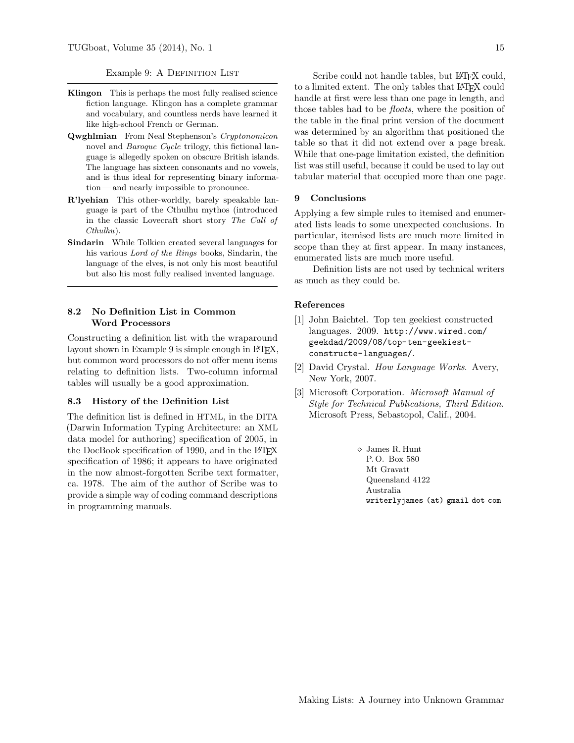Example 9: A Definition List

**Klingon** This is perhaps the most fully realised science fiction language. Klingon has a complete grammar and vocabulary, and countless nerds have learned it like high-school French or German.

**Qwghlmian** From Neal Stephenson's *Cryptonomicon* novel and *Baroque Cycle* trilogy, this fictional language is allegedly spoken on obscure British islands. The language has sixteen consonants and no vowels, and is thus ideal for representing binary information — and nearly impossible to pronounce.

**R'lyehian** This other-worldly, barely speakable language is part of the Cthulhu mythos (introduced in the classic Lovecraft short story *The Call of Cthulhu*).

**Sindarin** While Tolkien created several languages for his various *Lord of the Rings* books, Sindarin, the language of the elves, is not only his most beautiful but also his most fully realised invented language.

### 8.2 No Definition List in Common Word Processors

Constructing a definition list with the wraparound layout shown in Example 9 is simple enough in LaTeX, but common word processors do not offer menu items relating to definition lists. Two-column informal tables will usually be a good approximation.

### 8.3 History of the Definition List

The definition list is defined in HTML, in the DITA (Darwin Information Typing Architecture: an XML data model for authoring) specification of 2005, in the DocBook specification of 1990, and in the LaTeX specification of 1986; it appears to have originated in the now almost-forgotten Scribe text formatter, ca. 1978. The aim of the author of Scribe was to provide a simple way of coding command descriptions in programming manuals.

Scribe could not handle tables, but LaTeX could, to a limited extent. The only tables that LaTeX could handle at first were less than one page in length, and those tables had to be *floats*, where the position of the table in the final print version of the document was determined by an algorithm that positioned the table so that it did not extend over a page break. While that one-page limitation existed, the definition list was still useful, because it could be used to lay out tabular material that occupied more than one page.

## 9 Conclusions

Applying a few simple rules to itemised and enumerated lists leads to some unexpected conclusions. In particular, itemised lists are much more limited in scope than they at first appear. In many instances, enumerated lists are much more useful.

Definition lists are not used by technical writers as much as they could be.

## References

[1] John Baichtel. Top ten geekiest constructed languages. 2009. `http://www.wired.com/geekdad/2009/08/top-ten-geekiest-constructe-languages/`.

[2] David Crystal. *How Language Works*. Avery, New York, 2007.

[3] Microsoft Corporation. *Microsoft Manual of Style for Technical Publications, Third Edition*. Microsoft Press, Sebastopol, Calif., 2004.

◇ James R. Hunt
P. O. Box 580
Mt Gravatt
Queensland 4122
Australia
`writerlyjames (at) gmail dot com`